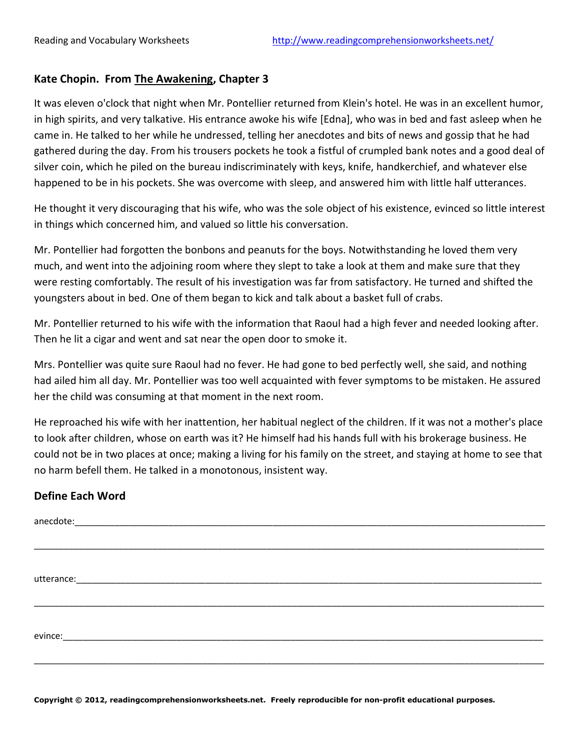## Kate Chopin. From The Awakening, Chapter 3

It was eleven o'clock that night when Mr. Pontellier returned from Klein's hotel. He was in an excellent humor, in high spirits, and very talkative. His entrance awoke his wife [Edna], who was in bed and fast asleep when he came in. He talked to her while he undressed, telling her anecdotes and bits of news and gossip that he had gathered during the day. From his trousers pockets he took a fistful of crumpled bank notes and a good deal of silver coin, which he piled on the bureau indiscriminately with keys, knife, handkerchief, and whatever else happened to be in his pockets. She was overcome with sleep, and answered him with little half utterances.

He thought it very discouraging that his wife, who was the sole object of his existence, evinced so little interest in things which concerned him, and valued so little his conversation.

Mr. Pontellier had forgotten the bonbons and peanuts for the boys. Notwithstanding he loved them very much, and went into the adjoining room where they slept to take a look at them and make sure that they were resting comfortably. The result of his investigation was far from satisfactory. He turned and shifted the youngsters about in bed. One of them began to kick and talk about a basket full of crabs.

Mr. Pontellier returned to his wife with the information that Raoul had a high fever and needed looking after. Then he lit a cigar and went and sat near the open door to smoke it.

Mrs. Pontellier was quite sure Raoul had no fever. He had gone to bed perfectly well, she said, and nothing had ailed him all day. Mr. Pontellier was too well acquainted with fever symptoms to be mistaken. He assured her the child was consuming at that moment in the next room.

He reproached his wife with her inattention, her habitual neglect of the children. If it was not a mother's place to look after children, whose on earth was it? He himself had his hands full with his brokerage business. He could not be in two places at once; making a living for his family on the street, and staying at home to see that no harm befell them. He talked in a monotonous, insistent way.

### Define Each Word

anecdote:_______________________________________________________________________________

_______________________________________________________________________________________

utterance:______________________________________________________________________________

_______________________________________________________________________________________

evince:_________________________________________________________________________________

_______________________________________________________________________________________

**Copyright © 2012, readingcomprehensionworksheets.net. Freely reproducible for non-profit educational purposes.**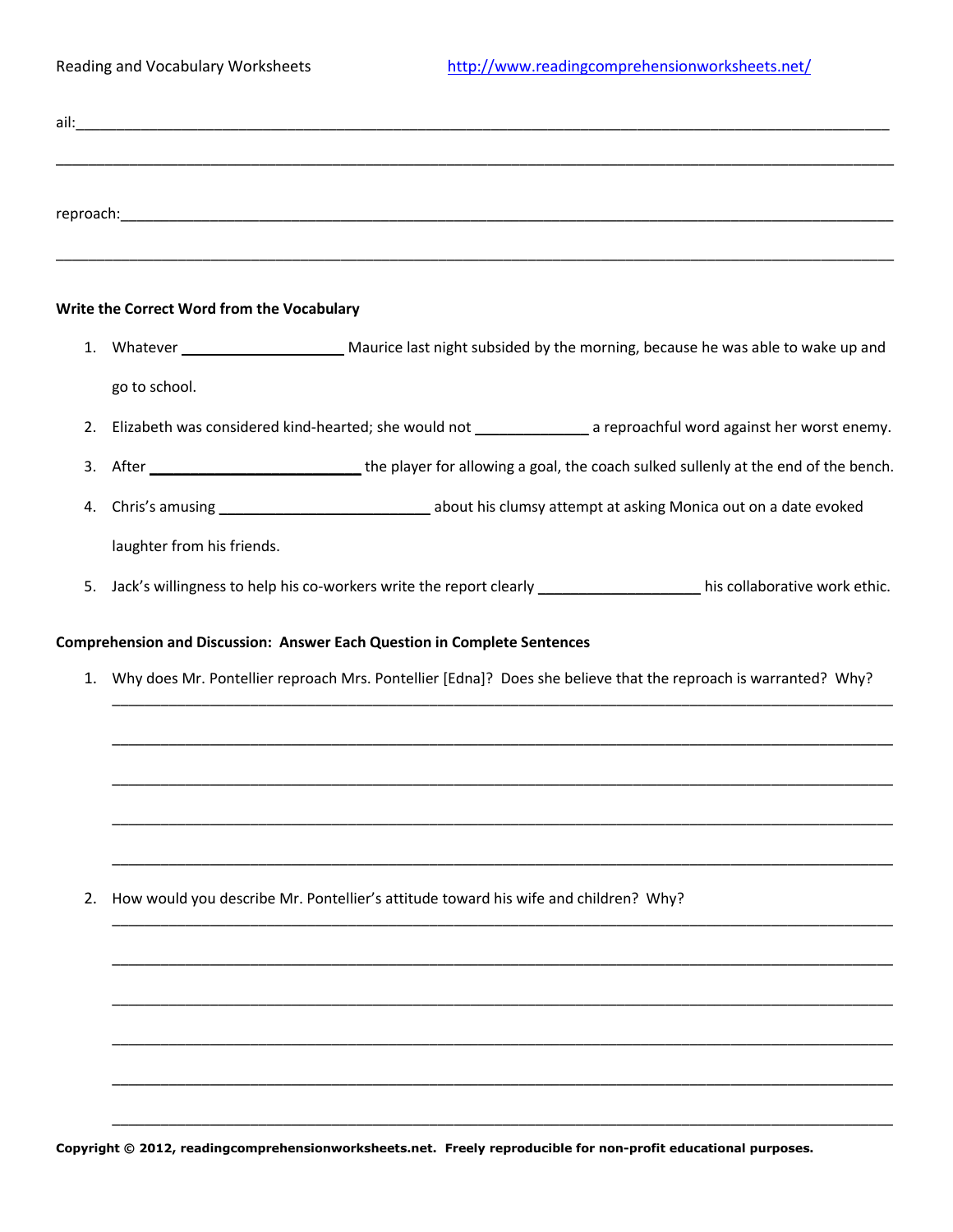ail:_______________________________________________________________________________________________

_______________________________________________________________________________________________

reproach:___________________________________________________________________________________________

_______________________________________________________________________________________________

**Write the Correct Word from the Vocabulary**

1. Whatever ____________________ Maurice last night subsided by the morning, because he was able to wake up and go to school.
2. Elizabeth was considered kind-hearted; she would not ______________ a reproachful word against her worst enemy.
3. After __________________________ the player for allowing a goal, the coach sulked sullenly at the end of the bench.
4. Chris's amusing __________________________ about his clumsy attempt at asking Monica out on a date evoked laughter from his friends.
5. Jack's willingness to help his co-workers write the report clearly ____________________ his collaborative work ethic.

**Comprehension and Discussion: Answer Each Question in Complete Sentences**

1. Why does Mr. Pontellier reproach Mrs. Pontellier [Edna]? Does she believe that the reproach is warranted? Why?
_______________________________________________________________________________________________
_______________________________________________________________________________________________
_______________________________________________________________________________________________
_______________________________________________________________________________________________
_______________________________________________________________________________________________

2. How would you describe Mr. Pontellier's attitude toward his wife and children? Why?
_______________________________________________________________________________________________
_______________________________________________________________________________________________
_______________________________________________________________________________________________
_______________________________________________________________________________________________
_______________________________________________________________________________________________
_______________________________________________________________________________________________

**Copyright © 2012, readingcomprehensionworksheets.net. Freely reproducible for non-profit educational purposes.**